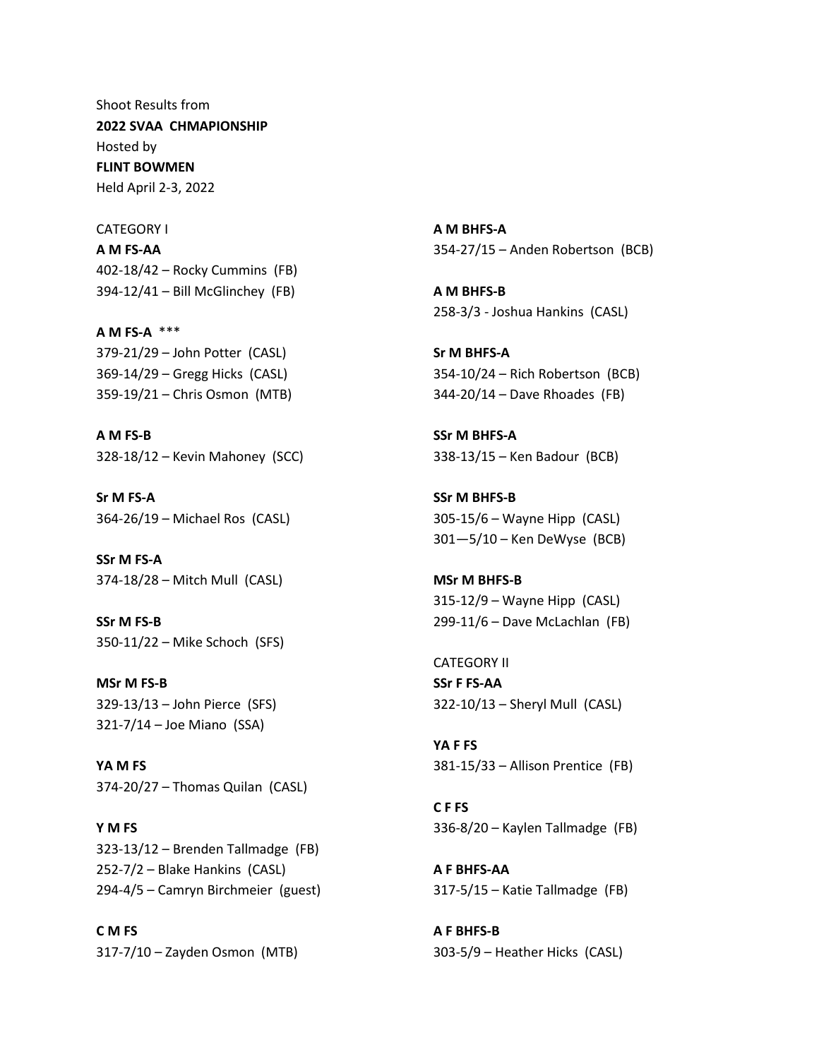Shoot Results from
**2022 SVAA CHMAPIONSHIP**
Hosted by
**FLINT BOWMEN**
Held April 2-3, 2022

CATEGORY I

**A M FS-AA**
402-18/42 – Rocky Cummins (FB)
394-12/41 – Bill McGlinchey (FB)

**A M FS-A** ***
379-21/29 – John Potter (CASL)
369-14/29 – Gregg Hicks (CASL)
359-19/21 – Chris Osmon (MTB)

**A M FS-B**
328-18/12 – Kevin Mahoney (SCC)

**Sr M FS-A**
364-26/19 – Michael Ros (CASL)

**SSr M FS-A**
374-18/28 – Mitch Mull (CASL)

**SSr M FS-B**
350-11/22 – Mike Schoch (SFS)

**MSr M FS-B**
329-13/13 – John Pierce (SFS)
321-7/14 – Joe Miano (SSA)

**YA M FS**
374-20/27 – Thomas Quilan (CASL)

**Y M FS**
323-13/12 – Brenden Tallmadge (FB)
252-7/2 – Blake Hankins (CASL)
294-4/5 – Camryn Birchmeier (guest)

**C M FS**
317-7/10 – Zayden Osmon (MTB)

**A M BHFS-A**
354-27/15 – Anden Robertson (BCB)

**A M BHFS-B**
258-3/3 - Joshua Hankins (CASL)

**Sr M BHFS-A**
354-10/24 – Rich Robertson (BCB)
344-20/14 – Dave Rhoades (FB)

**SSr M BHFS-A**
338-13/15 – Ken Badour (BCB)

**SSr M BHFS-B**
305-15/6 – Wayne Hipp (CASL)
301—5/10 – Ken DeWyse (BCB)

**MSr M BHFS-B**
315-12/9 – Wayne Hipp (CASL)
299-11/6 – Dave McLachlan (FB)

CATEGORY II

**SSr F FS-AA**
322-10/13 – Sheryl Mull (CASL)

**YA F FS**
381-15/33 – Allison Prentice (FB)

**C F FS**
336-8/20 – Kaylen Tallmadge (FB)

**A F BHFS-AA**
317-5/15 – Katie Tallmadge (FB)

**A F BHFS-B**
303-5/9 – Heather Hicks (CASL)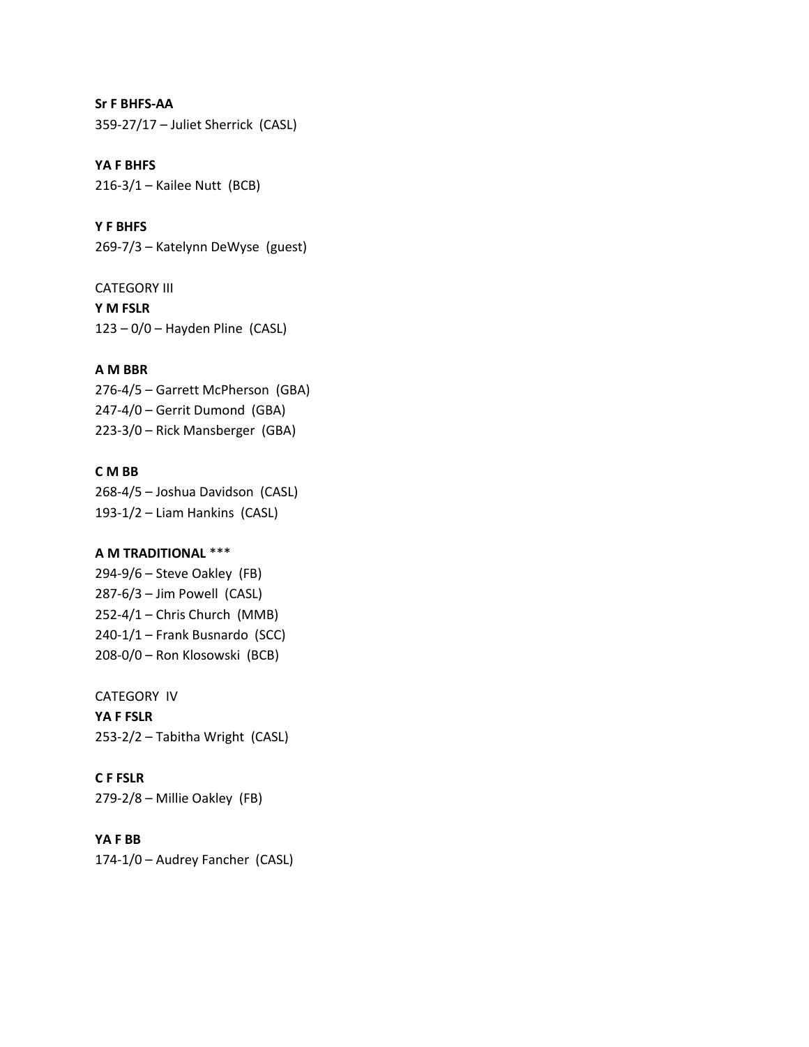**Sr F BHFS-AA**
359-27/17 – Juliet Sherrick  (CASL)

**YA F BHFS**
216-3/1 – Kailee Nutt  (BCB)

**Y F BHFS**
269-7/3 – Katelynn DeWyse  (guest)

CATEGORY III
**Y M FSLR**
123 – 0/0 – Hayden Pline  (CASL)

**A M BBR**
276-4/5 – Garrett McPherson  (GBA)
247-4/0 – Gerrit Dumond  (GBA)
223-3/0 – Rick Mansberger  (GBA)

**C M BB**
268-4/5 – Joshua Davidson  (CASL)
193-1/2 – Liam Hankins  (CASL)

**A M TRADITIONAL** ***
294-9/6 – Steve Oakley  (FB)
287-6/3 – Jim Powell  (CASL)
252-4/1 – Chris Church  (MMB)
240-1/1 – Frank Busnardo  (SCC)
208-0/0 – Ron Klosowski  (BCB)

CATEGORY  IV
**YA F FSLR**
253-2/2 – Tabitha Wright  (CASL)

**C F FSLR**
279-2/8 – Millie Oakley  (FB)

**YA F BB**
174-1/0 – Audrey Fancher  (CASL)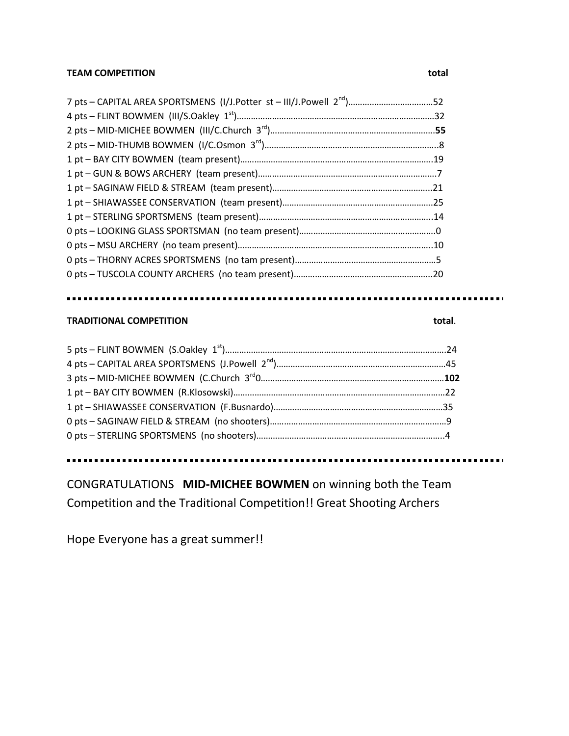**TEAM COMPETITION** **total**

7 pts – CAPITAL AREA SPORTSMENS (I/J.Potter st – III/J.Powell 2nd)………………………………52
4 pts – FLINT BOWMEN (III/S.Oakley 1st)…………………………………………………………………………32
2 pts – MID-MICHEE BOWMEN (III/C.Church 3rd)……………………………………………………………**55**
2 pts – MID-THUMB BOWMEN (I/C.Osmon 3rd)……………………………………………………………….8
1 pt – BAY CITY BOWMEN (team present)……………………………………………………………………….19
1 pt – GUN & BOWS ARCHERY (team present)………………………………………………………………….7
1 pt – SAGINAW FIELD & STREAM (team present)…………………………………………………………..21
1 pt – SHIAWASSEE CONSERVATION (team present)………………………………………………………25
1 pt – STERLING SPORTSMENS (team present)………………………………………………………………..14
0 pts – LOOKING GLASS SPORTSMAN (no team present)…………………………………………………0
0 pts – MSU ARCHERY (no team present)………………………………………………………………………..10
0 pts – THORNY ACRES SPORTSMENS (no tam present)……………………………………………………5
0 pts – TUSCOLA COUNTY ARCHERS (no team present)…………………………………………………..20

---

**TRADITIONAL COMPETITION** **total**.

5 pts – FLINT BOWMEN (S.Oakley 1st)……………………………………………………………………………………24
4 pts – CAPITAL AREA SPORTSMENS (J.Powell 2nd)………………………………………………………………45
3 pts – MID-MICHEE BOWMEN (C.Church 3rd0……………………………………………………………………**102**
1 pt – BAY CITY BOWMEN (R.Klosowski)…………………………………………………………………………22
1 pt – SHIAWASSEE CONSERVATION (F.Busnardo)………………………………………………………………35
0 pts – SAGINAW FIELD & STREAM (no shooters)…………………………………………………………………9
0 pts – STERLING SPORTSMENS (no shooters)……………………………………………………………………..4

---

CONGRATULATIONS **MID-MICHEE BOWMEN** on winning both the Team Competition and the Traditional Competition!! Great Shooting Archers

Hope Everyone has a great summer!!